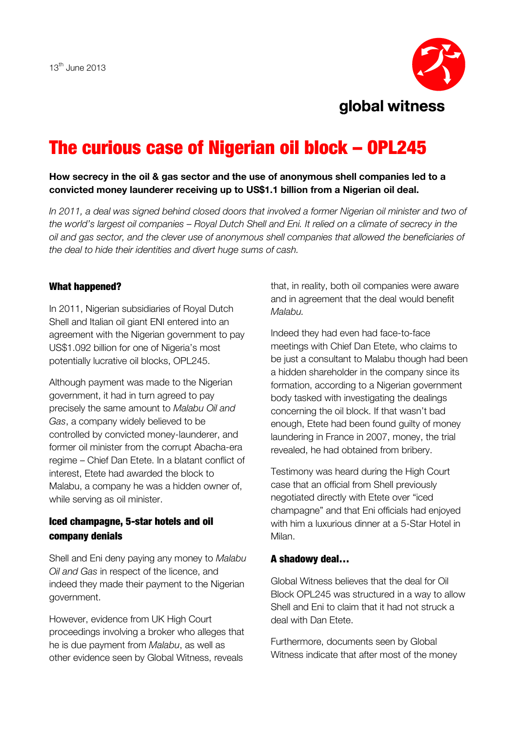13th June 2013

global witness

# The curious case of Nigerian oil block – OPL245

**How secrecy in the oil & gas sector and the use of anonymous shell companies led to a convicted money launderer receiving up to US$1.1 billion from a Nigerian oil deal.**

*In 2011, a deal was signed behind closed doors that involved a former Nigerian oil minister and two of the world's largest oil companies – Royal Dutch Shell and Eni. It relied on a climate of secrecy in the oil and gas sector, and the clever use of anonymous shell companies that allowed the beneficiaries of the deal to hide their identities and divert huge sums of cash.*

## What happened?

In 2011, Nigerian subsidiaries of Royal Dutch Shell and Italian oil giant ENI entered into an agreement with the Nigerian government to pay US$1.092 billion for one of Nigeria's most potentially lucrative oil blocks, OPL245.

Although payment was made to the Nigerian government, it had in turn agreed to pay precisely the same amount to *Malabu Oil and Gas*, a company widely believed to be controlled by convicted money-launderer, and former oil minister from the corrupt Abacha-era regime – Chief Dan Etete. In a blatant conflict of interest, Etete had awarded the block to Malabu, a company he was a hidden owner of, while serving as oil minister.

## Iced champagne, 5-star hotels and oil company denials

Shell and Eni deny paying any money to *Malabu Oil and Gas* in respect of the licence, and indeed they made their payment to the Nigerian government.

However, evidence from UK High Court proceedings involving a broker who alleges that he is due payment from *Malabu*, as well as other evidence seen by Global Witness, reveals that, in reality, both oil companies were aware and in agreement that the deal would benefit *Malabu.*

Indeed they had even had face-to-face meetings with Chief Dan Etete, who claims to be just a consultant to Malabu though had been a hidden shareholder in the company since its formation, according to a Nigerian government body tasked with investigating the dealings concerning the oil block. If that wasn't bad enough, Etete had been found guilty of money laundering in France in 2007, money, the trial revealed, he had obtained from bribery.

Testimony was heard during the High Court case that an official from Shell previously negotiated directly with Etete over "iced champagne" and that Eni officials had enjoyed with him a luxurious dinner at a 5-Star Hotel in Milan.

## A shadowy deal…

Global Witness believes that the deal for Oil Block OPL245 was structured in a way to allow Shell and Eni to claim that it had not struck a deal with Dan Etete.

Furthermore, documents seen by Global Witness indicate that after most of the money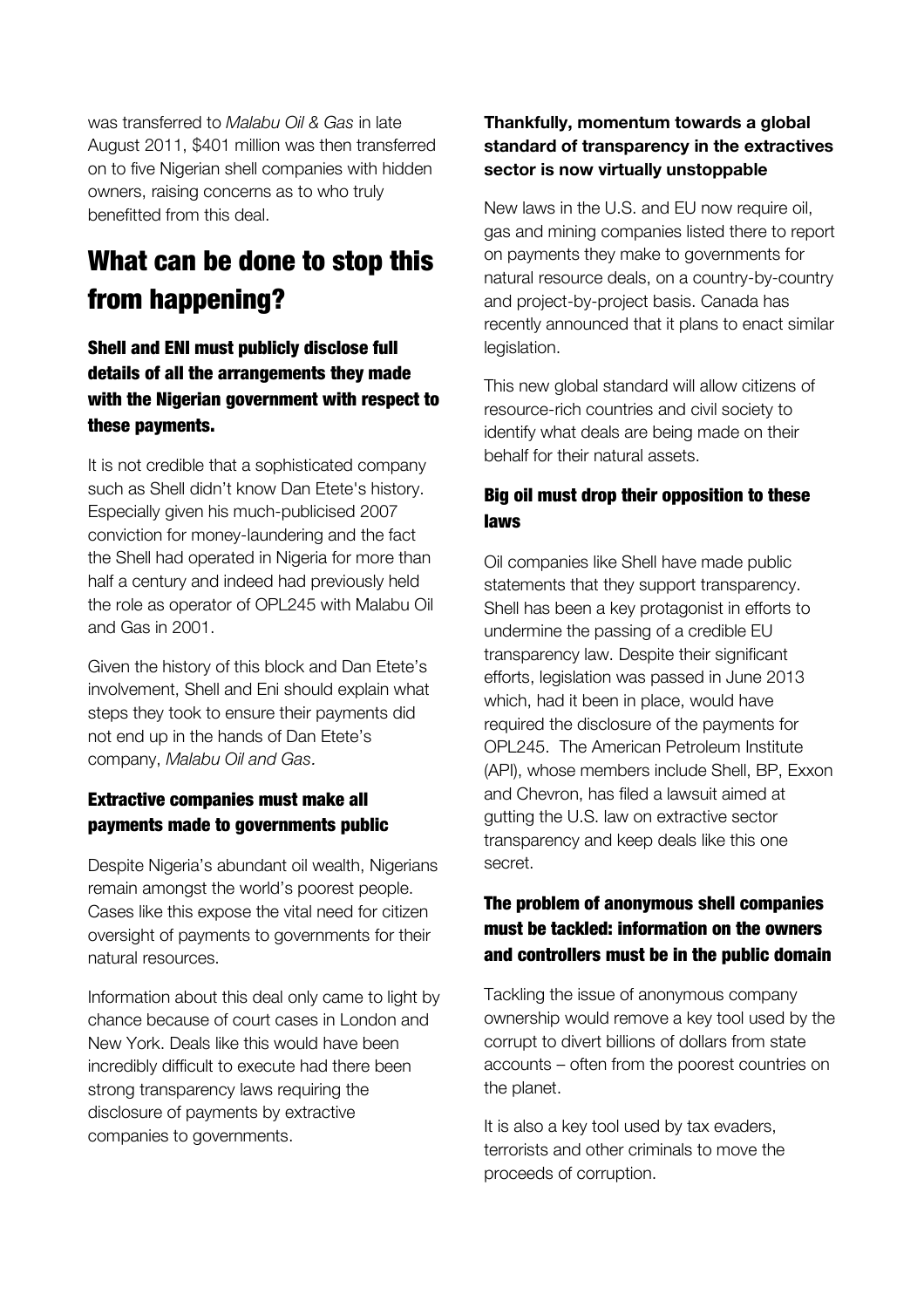was transferred to *Malabu Oil & Gas* in late August 2011, $401 million was then transferred on to five Nigerian shell companies with hidden owners, raising concerns as to who truly benefitted from this deal.

## What can be done to stop this from happening?

### Shell and ENI must publicly disclose full details of all the arrangements they made with the Nigerian government with respect to these payments.

It is not credible that a sophisticated company such as Shell didn't know Dan Etete's history. Especially given his much-publicised 2007 conviction for money-laundering and the fact the Shell had operated in Nigeria for more than half a century and indeed had previously held the role as operator of OPL245 with Malabu Oil and Gas in 2001.

Given the history of this block and Dan Etete's involvement, Shell and Eni should explain what steps they took to ensure their payments did not end up in the hands of Dan Etete's company, *Malabu Oil and Gas*.

### Extractive companies must make all payments made to governments public

Despite Nigeria's abundant oil wealth, Nigerians remain amongst the world's poorest people. Cases like this expose the vital need for citizen oversight of payments to governments for their natural resources.

Information about this deal only came to light by chance because of court cases in London and New York. Deals like this would have been incredibly difficult to execute had there been strong transparency laws requiring the disclosure of payments by extractive companies to governments.

### Thankfully, momentum towards a global standard of transparency in the extractives sector is now virtually unstoppable

New laws in the U.S. and EU now require oil, gas and mining companies listed there to report on payments they make to governments for natural resource deals, on a country-by-country and project-by-project basis. Canada has recently announced that it plans to enact similar legislation.

This new global standard will allow citizens of resource-rich countries and civil society to identify what deals are being made on their behalf for their natural assets.

### Big oil must drop their opposition to these laws

Oil companies like Shell have made public statements that they support transparency. Shell has been a key protagonist in efforts to undermine the passing of a credible EU transparency law. Despite their significant efforts, legislation was passed in June 2013 which, had it been in place, would have required the disclosure of the payments for OPL245. The American Petroleum Institute (API), whose members include Shell, BP, Exxon and Chevron, has filed a lawsuit aimed at gutting the U.S. law on extractive sector transparency and keep deals like this one secret.

### The problem of anonymous shell companies must be tackled: information on the owners and controllers must be in the public domain

Tackling the issue of anonymous company ownership would remove a key tool used by the corrupt to divert billions of dollars from state accounts – often from the poorest countries on the planet.

It is also a key tool used by tax evaders, terrorists and other criminals to move the proceeds of corruption.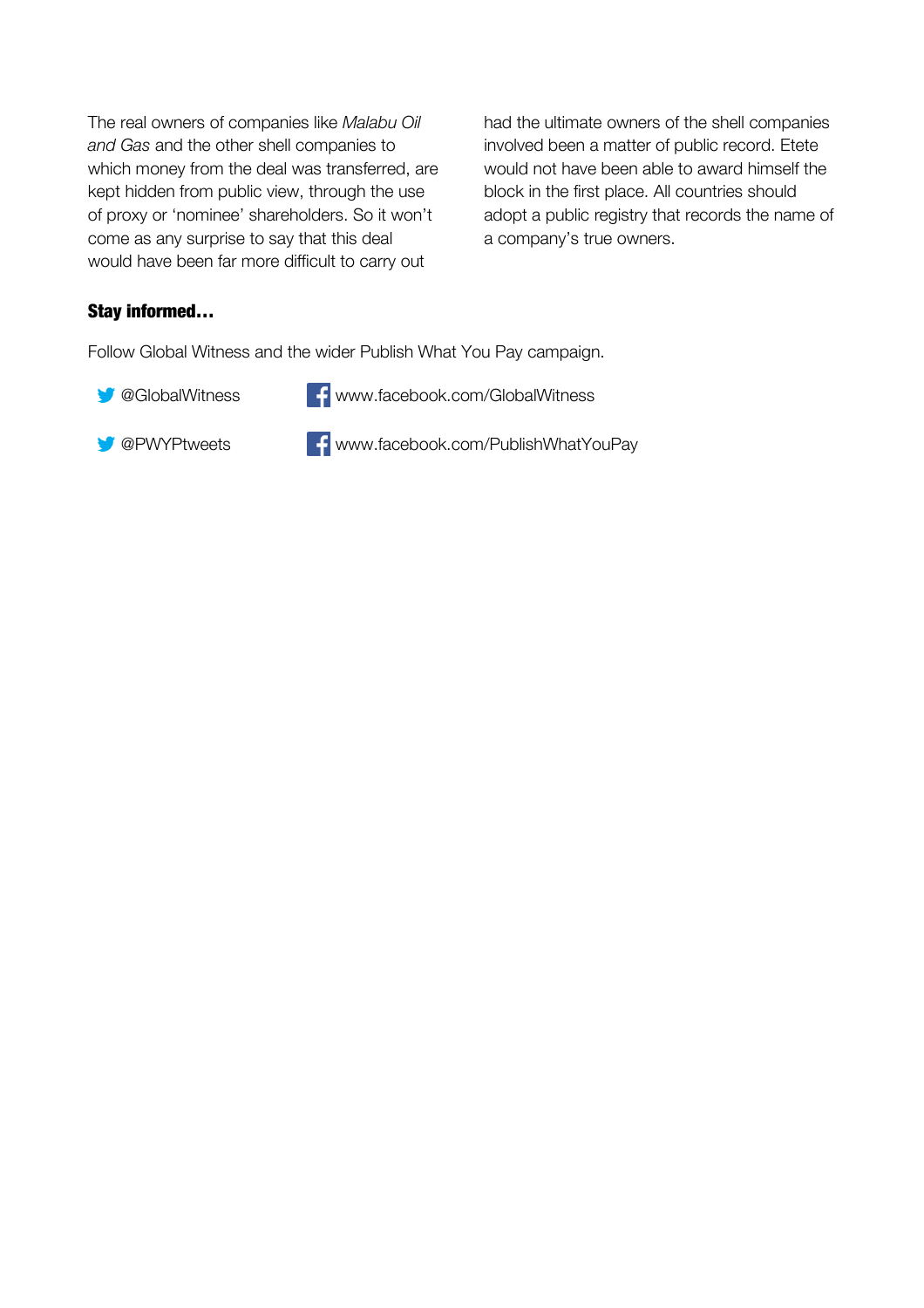The real owners of companies like *Malabu Oil and Gas* and the other shell companies to which money from the deal was transferred, are kept hidden from public view, through the use of proxy or 'nominee' shareholders. So it won't come as any surprise to say that this deal would have been far more difficult to carry out had the ultimate owners of the shell companies involved been a matter of public record. Etete would not have been able to award himself the block in the first place. All countries should adopt a public registry that records the name of a company's true owners.

**Stay informed…**

Follow Global Witness and the wider Publish What You Pay campaign.

@GlobalWitness    www.facebook.com/GlobalWitness

@PWYPtweets    www.facebook.com/PublishWhatYouPay